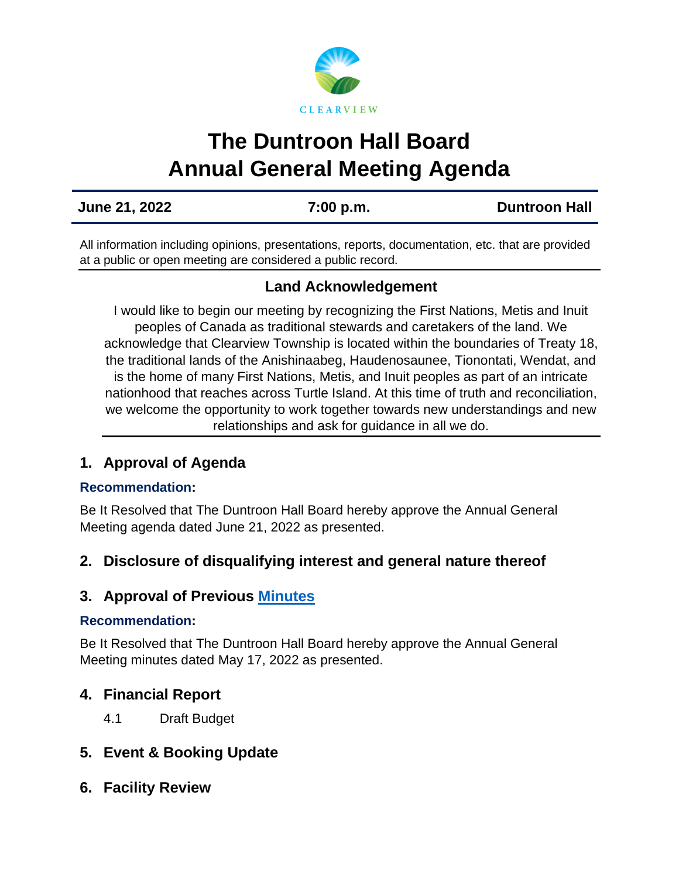CLEARVIEW

# The Duntroon Hall Board Annual General Meeting Agenda

**June 21, 2022** | **7:00 p.m.** | **Duntroon Hall**

All information including opinions, presentations, reports, documentation, etc. that are provided at a public or open meeting are considered a public record.

### Land Acknowledgement

I would like to begin our meeting by recognizing the First Nations, Metis and Inuit peoples of Canada as traditional stewards and caretakers of the land. We acknowledge that Clearview Township is located within the boundaries of Treaty 18, the traditional lands of the Anishinaabeg, Haudenosaunee, Tionontati, Wendat, and is the home of many First Nations, Metis, and Inuit peoples as part of an intricate nationhood that reaches across Turtle Island. At this time of truth and reconciliation, we welcome the opportunity to work together towards new understandings and new relationships and ask for guidance in all we do.

## 1. Approval of Agenda

**Recommendation:**

Be It Resolved that The Duntroon Hall Board hereby approve the Annual General Meeting agenda dated June 21, 2022 as presented.

## 2. Disclosure of disqualifying interest and general nature thereof

## 3. Approval of Previous Minutes

**Recommendation:**

Be It Resolved that The Duntroon Hall Board hereby approve the Annual General Meeting minutes dated May 17, 2022 as presented.

## 4. Financial Report

4.1 Draft Budget

## 5. Event & Booking Update

## 6. Facility Review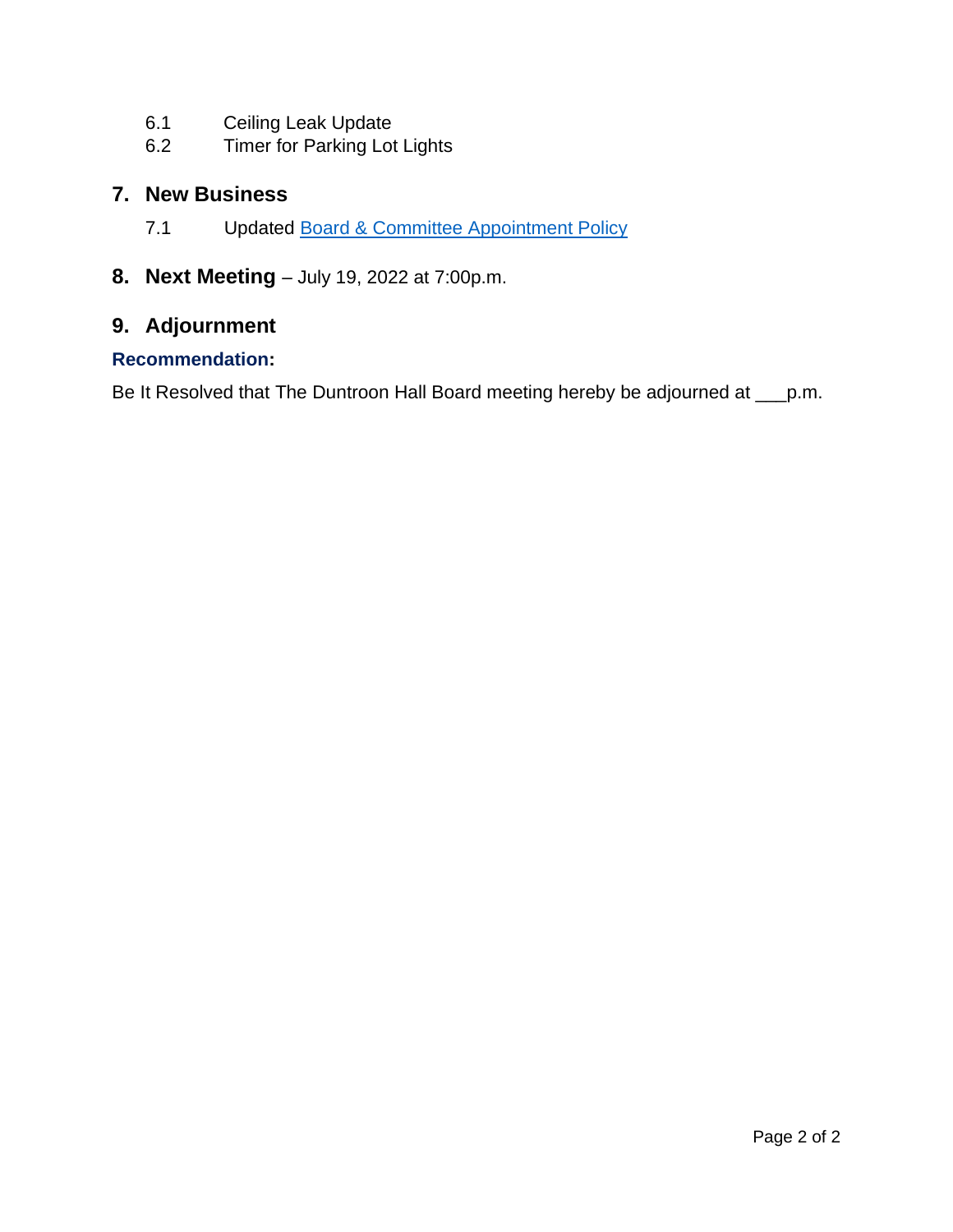6.1 Ceiling Leak Update
6.2 Timer for Parking Lot Lights

## 7. New Business

7.1 Updated Board & Committee Appointment Policy

## 8. Next Meeting – July 19, 2022 at 7:00p.m.

## 9. Adjournment

**Recommendation:**

Be It Resolved that The Duntroon Hall Board meeting hereby be adjourned at ___p.m.